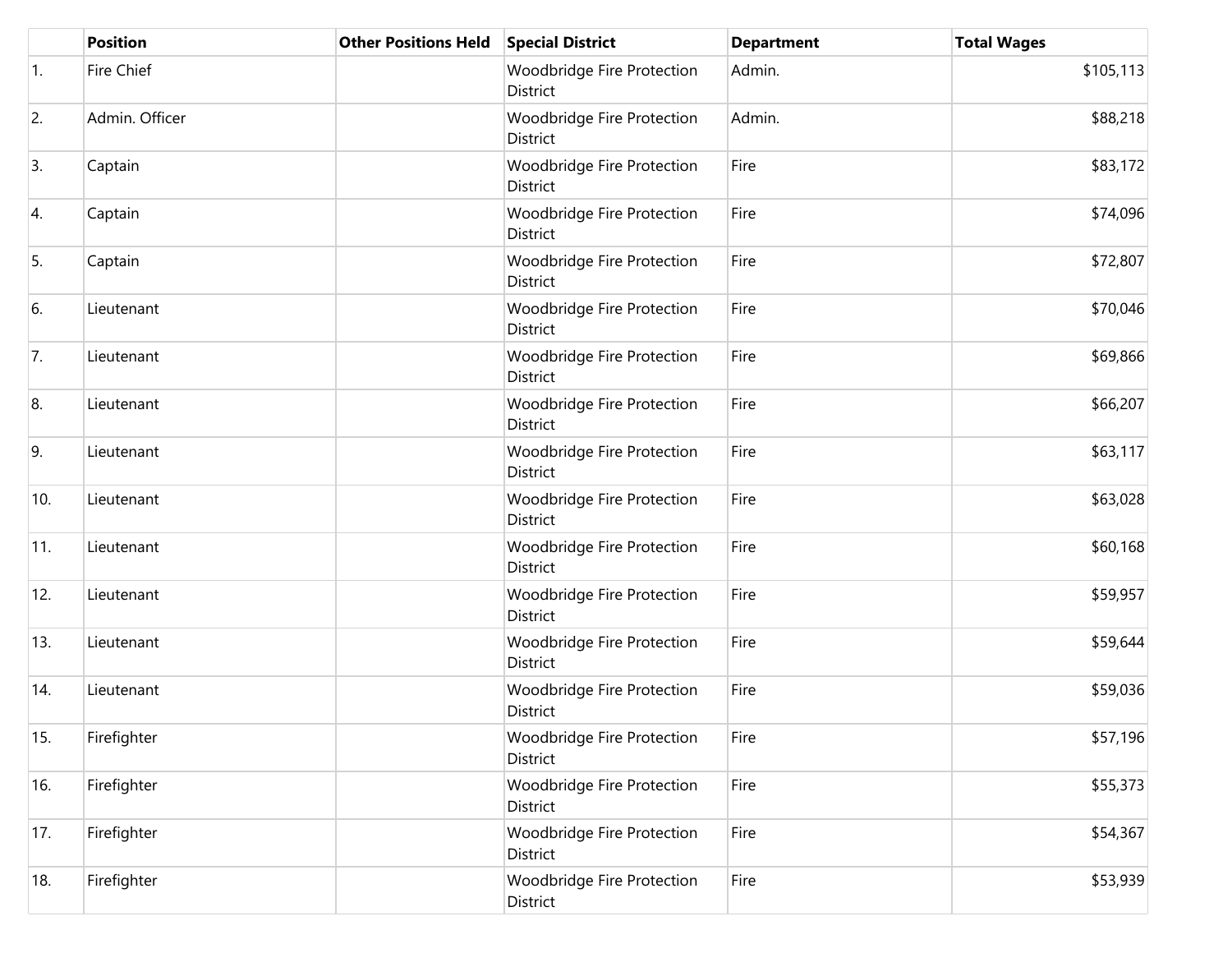| | Position | Other Positions Held | Special District | Department | Total Wages |
|---|---|---|---|---|---|
| 1. | Fire Chief | | Woodbridge Fire Protection District | Admin. | $105,113 |
| 2. | Admin. Officer | | Woodbridge Fire Protection District | Admin. | $88,218 |
| 3. | Captain | | Woodbridge Fire Protection District | Fire | $83,172 |
| 4. | Captain | | Woodbridge Fire Protection District | Fire | $74,096 |
| 5. | Captain | | Woodbridge Fire Protection District | Fire | $72,807 |
| 6. | Lieutenant | | Woodbridge Fire Protection District | Fire | $70,046 |
| 7. | Lieutenant | | Woodbridge Fire Protection District | Fire | $69,866 |
| 8. | Lieutenant | | Woodbridge Fire Protection District | Fire | $66,207 |
| 9. | Lieutenant | | Woodbridge Fire Protection District | Fire | $63,117 |
| 10. | Lieutenant | | Woodbridge Fire Protection District | Fire | $63,028 |
| 11. | Lieutenant | | Woodbridge Fire Protection District | Fire | $60,168 |
| 12. | Lieutenant | | Woodbridge Fire Protection District | Fire | $59,957 |
| 13. | Lieutenant | | Woodbridge Fire Protection District | Fire | $59,644 |
| 14. | Lieutenant | | Woodbridge Fire Protection District | Fire | $59,036 |
| 15. | Firefighter | | Woodbridge Fire Protection District | Fire | $57,196 |
| 16. | Firefighter | | Woodbridge Fire Protection District | Fire | $55,373 |
| 17. | Firefighter | | Woodbridge Fire Protection District | Fire | $54,367 |
| 18. | Firefighter | | Woodbridge Fire Protection District | Fire | $53,939 |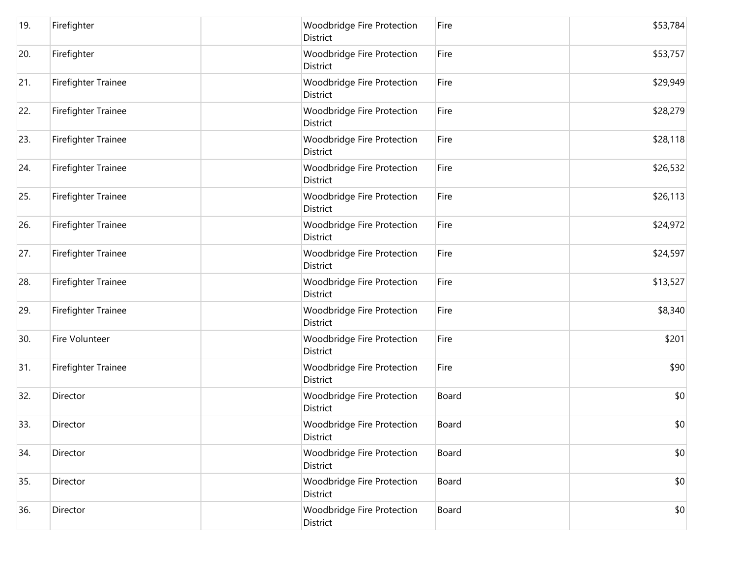| | | | | | |
|---|---|---|---|---|---|
| 19. | Firefighter | | Woodbridge Fire Protection District | Fire | $53,784 |
| 20. | Firefighter | | Woodbridge Fire Protection District | Fire | $53,757 |
| 21. | Firefighter Trainee | | Woodbridge Fire Protection District | Fire | $29,949 |
| 22. | Firefighter Trainee | | Woodbridge Fire Protection District | Fire | $28,279 |
| 23. | Firefighter Trainee | | Woodbridge Fire Protection District | Fire | $28,118 |
| 24. | Firefighter Trainee | | Woodbridge Fire Protection District | Fire | $26,532 |
| 25. | Firefighter Trainee | | Woodbridge Fire Protection District | Fire | $26,113 |
| 26. | Firefighter Trainee | | Woodbridge Fire Protection District | Fire | $24,972 |
| 27. | Firefighter Trainee | | Woodbridge Fire Protection District | Fire | $24,597 |
| 28. | Firefighter Trainee | | Woodbridge Fire Protection District | Fire | $13,527 |
| 29. | Firefighter Trainee | | Woodbridge Fire Protection District | Fire | $8,340 |
| 30. | Fire Volunteer | | Woodbridge Fire Protection District | Fire | $201 |
| 31. | Firefighter Trainee | | Woodbridge Fire Protection District | Fire | $90 |
| 32. | Director | | Woodbridge Fire Protection District | Board | $0 |
| 33. | Director | | Woodbridge Fire Protection District | Board | $0 |
| 34. | Director | | Woodbridge Fire Protection District | Board | $0 |
| 35. | Director | | Woodbridge Fire Protection District | Board | $0 |
| 36. | Director | | Woodbridge Fire Protection District | Board | $0 |